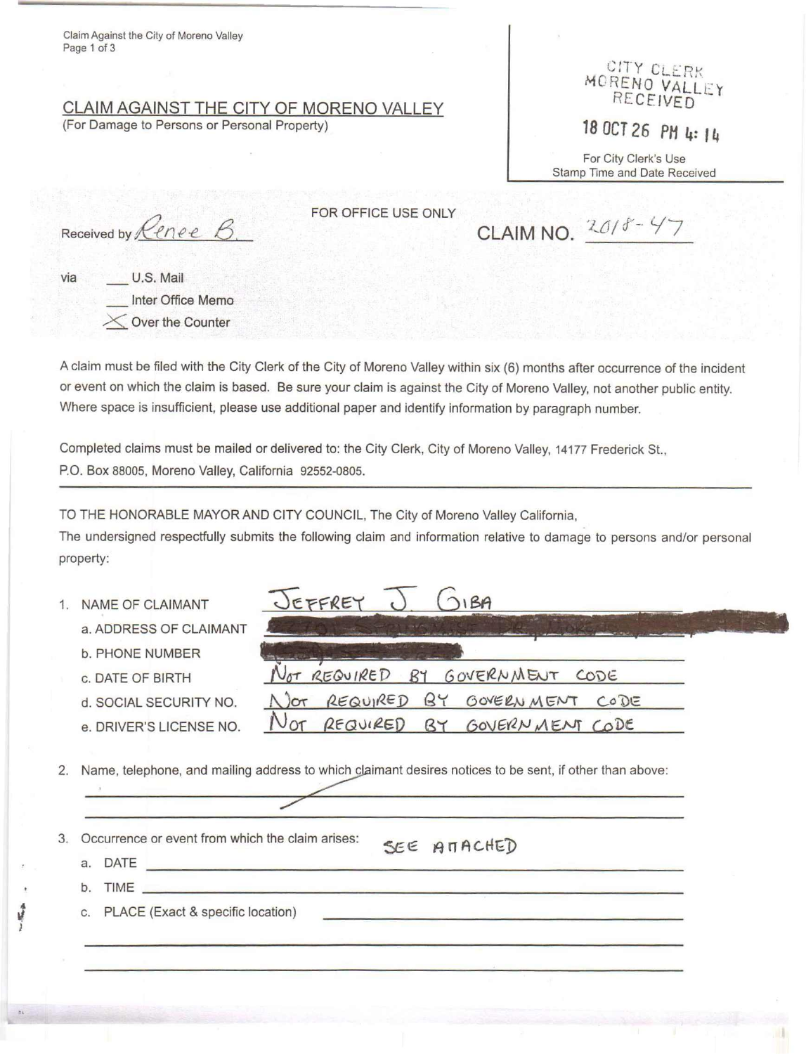Claim Against the City of Moreno Valley

CITY CLERK
MORENO VALLEY
RECEIVED

18 OCT 26 PM 4:14

For City Clerk's Use
Stamp Time and Date Received

## CLAIM AGAINST THE CITY OF MORENO VALLEY

(For Damage to Persons or Personal Property)

FOR OFFICE USE ONLY

Received by Renee B.

CLAIM NO. 2018-47

via
- ___ U.S. Mail
- ___ Inter Office Memo
- X Over the Counter

A claim must be filed with the City Clerk of the City of Moreno Valley within six (6) months after occurrence of the incident or event on which the claim is based. Be sure your claim is against the City of Moreno Valley, not another public entity. Where space is insufficient, please use additional paper and identify information by paragraph number.

Completed claims must be mailed or delivered to: the City Clerk, City of Moreno Valley, 14177 Frederick St., P.O. Box 88005, Moreno Valley, California 92552-0805.

TO THE HONORABLE MAYOR AND CITY COUNCIL, The City of Moreno Valley California,
The undersigned respectfully submits the following claim and information relative to damage to persons and/or personal property:

1. NAME OF CLAIMANT: JEFFREY J GIBA
   a. ADDRESS OF CLAIMANT: [REDACTED]
   b. PHONE NUMBER: [REDACTED]
   c. DATE OF BIRTH: NOT REQUIRED BY GOVERNMENT CODE
   d. SOCIAL SECURITY NO.: NOT REQUIRED BY GOVERNMENT CODE
   e. DRIVER'S LICENSE NO.: NOT REQUIRED BY GOVERNMENT CODE

2. Name, telephone, and mailing address to which claimant desires notices to be sent, if other than above:

3. Occurrence or event from which the claim arises: SEE ATTACHED
   a. DATE
   b. TIME
   c. PLACE (Exact & specific location)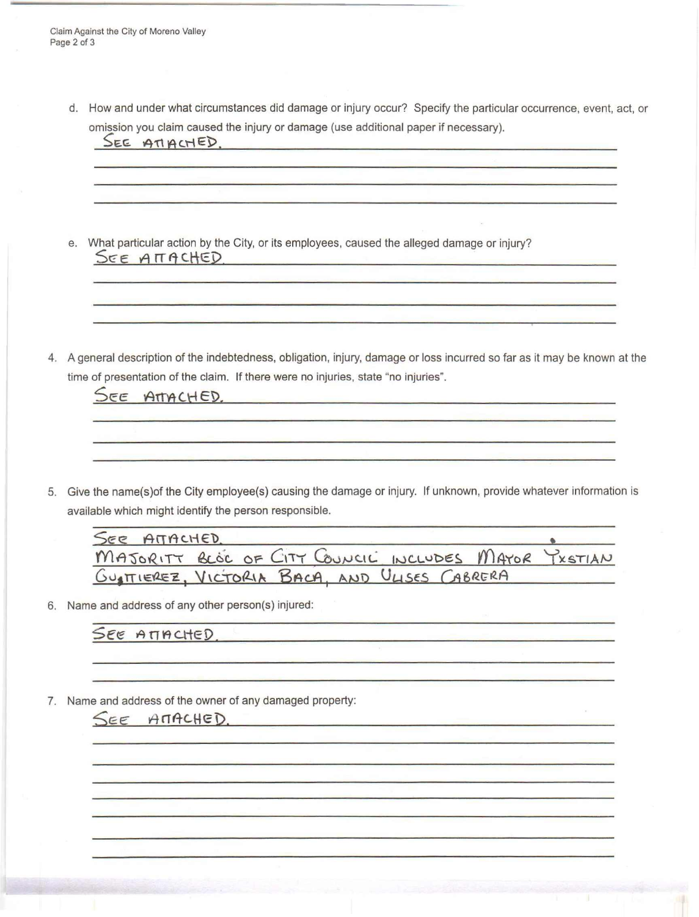d. How and under what circumstances did damage or injury occur? Specify the particular occurrence, event, act, or omission you claim caused the injury or damage (use additional paper if necessary).

SEE ATTACHED.

e. What particular action by the City, or its employees, caused the alleged damage or injury?

SEE ATTACHED.

4. A general description of the indebtedness, obligation, injury, damage or loss incurred so far as it may be known at the time of presentation of the claim. If there were no injuries, state "no injuries".

SEE ATTACHED.

5. Give the name(s)of the City employee(s) causing the damage or injury. If unknown, provide whatever information is available which might identify the person responsible.

SEE ATTACHED.
MAJORITY BLOC OF CITY COUNCIL INCLUDES MAYOR YXSTIAN GUTIERREZ, VICTORIA BACA, AND ULISES CABRERA

6. Name and address of any other person(s) injured:

SEE ATTACHED.

7. Name and address of the owner of any damaged property:

SEE ATTACHED.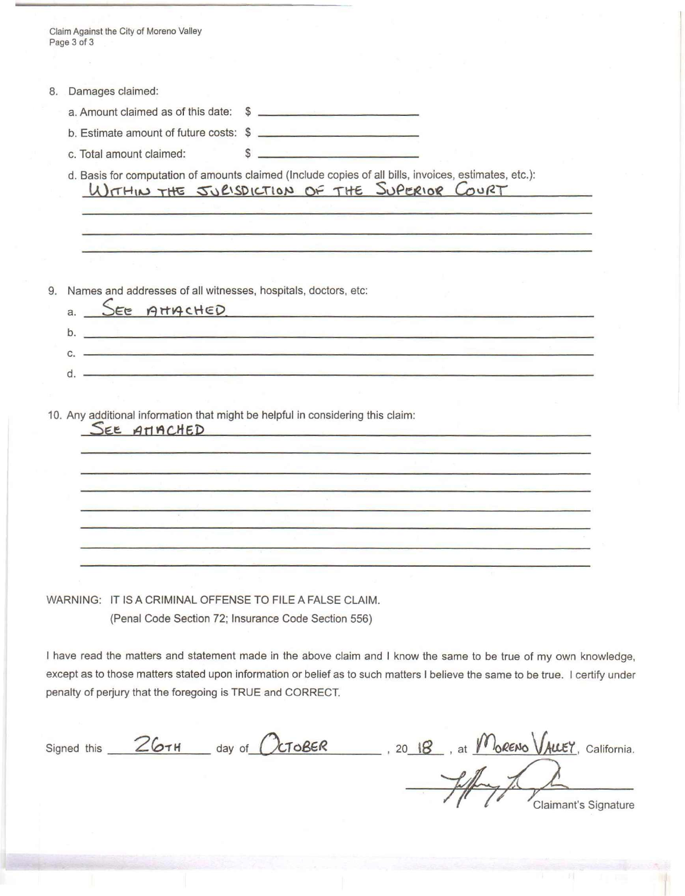8. Damages claimed:

   a. Amount claimed as of this date: $ ______

   b. Estimate amount of future costs: $ ______

   c. Total amount claimed: $ ______

   d. Basis for computation of amounts claimed (Include copies of all bills, invoices, estimates, etc.):
   WITHIN THE JURISDICTION OF THE SUPERIOR COURT

9. Names and addresses of all witnesses, hospitals, doctors, etc:

   a. SEE ATTACHED

   b.

   c.

   d.

10. Any additional information that might be helpful in considering this claim:
    SEE ATTACHED

WARNING: IT IS A CRIMINAL OFFENSE TO FILE A FALSE CLAIM.
(Penal Code Section 72; Insurance Code Section 556)

I have read the matters and statement made in the above claim and I know the same to be true of my own knowledge, except as to those matters stated upon information or belief as to such matters I believe the same to be true. I certify under penalty of perjury that the foregoing is TRUE and CORRECT.

Signed this 26TH day of OCTOBER, 20 18, at MORENO VALLEY, California.

[Signature]
Claimant's Signature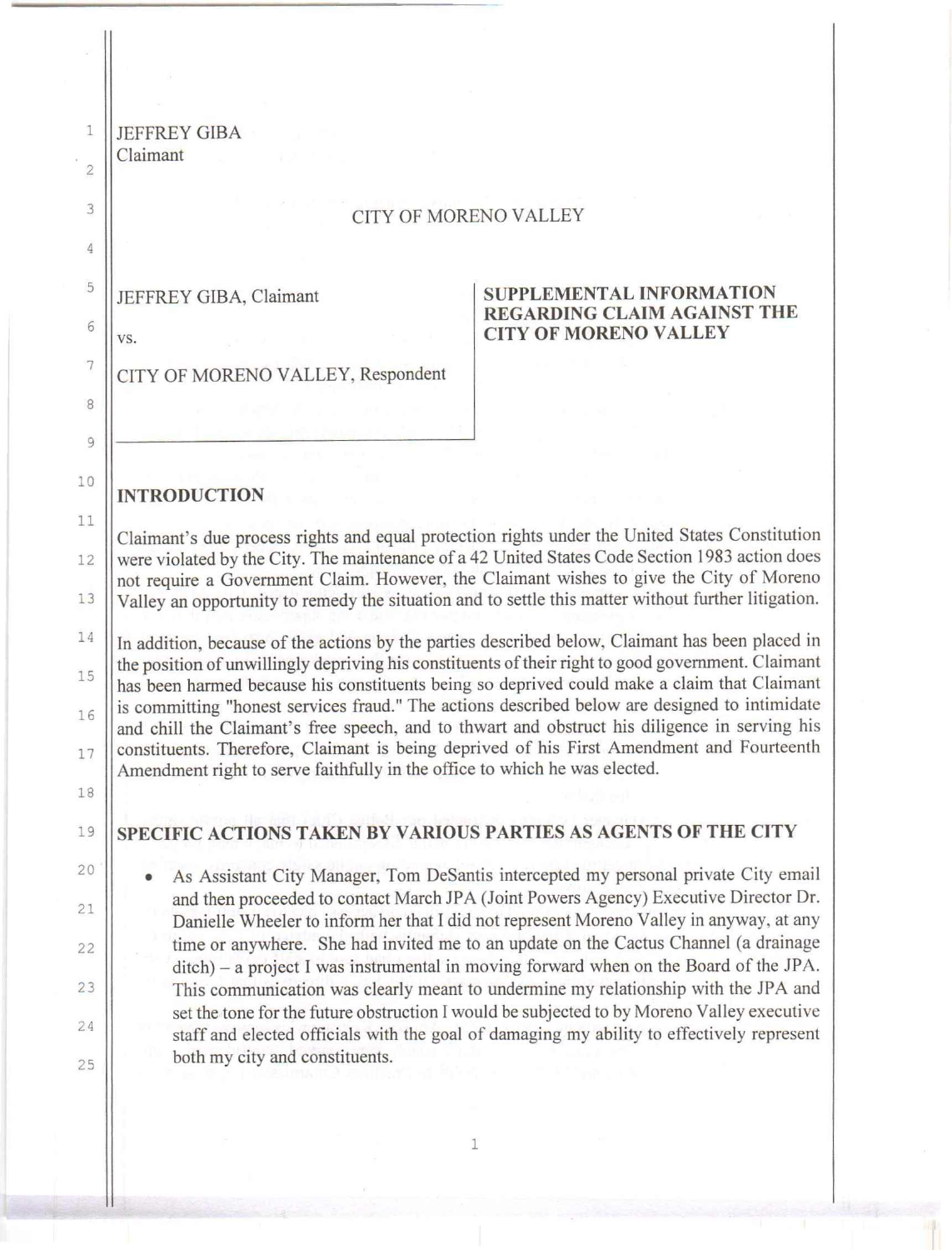JEFFREY GIBA
Claimant

CITY OF MORENO VALLEY

| JEFFREY GIBA, Claimant<br><br>vs.<br><br>CITY OF MORENO VALLEY, Respondent | **SUPPLEMENTAL INFORMATION REGARDING CLAIM AGAINST THE CITY OF MORENO VALLEY** |
|---|---|

## INTRODUCTION

Claimant's due process rights and equal protection rights under the United States Constitution were violated by the City. The maintenance of a 42 United States Code Section 1983 action does not require a Government Claim. However, the Claimant wishes to give the City of Moreno Valley an opportunity to remedy the situation and to settle this matter without further litigation.

In addition, because of the actions by the parties described below, Claimant has been placed in the position of unwillingly depriving his constituents of their right to good government. Claimant has been harmed because his constituents being so deprived could make a claim that Claimant is committing "honest services fraud." The actions described below are designed to intimidate and chill the Claimant's free speech, and to thwart and obstruct his diligence in serving his constituents. Therefore, Claimant is being deprived of his First Amendment and Fourteenth Amendment right to serve faithfully in the office to which he was elected.

## SPECIFIC ACTIONS TAKEN BY VARIOUS PARTIES AS AGENTS OF THE CITY

- As Assistant City Manager, Tom DeSantis intercepted my personal private City email and then proceeded to contact March JPA (Joint Powers Agency) Executive Director Dr. Danielle Wheeler to inform her that I did not represent Moreno Valley in anyway, at any time or anywhere. She had invited me to an update on the Cactus Channel (a drainage ditch) – a project I was instrumental in moving forward when on the Board of the JPA. This communication was clearly meant to undermine my relationship with the JPA and set the tone for the future obstruction I would be subjected to by Moreno Valley executive staff and elected officials with the goal of damaging my ability to effectively represent both my city and constituents.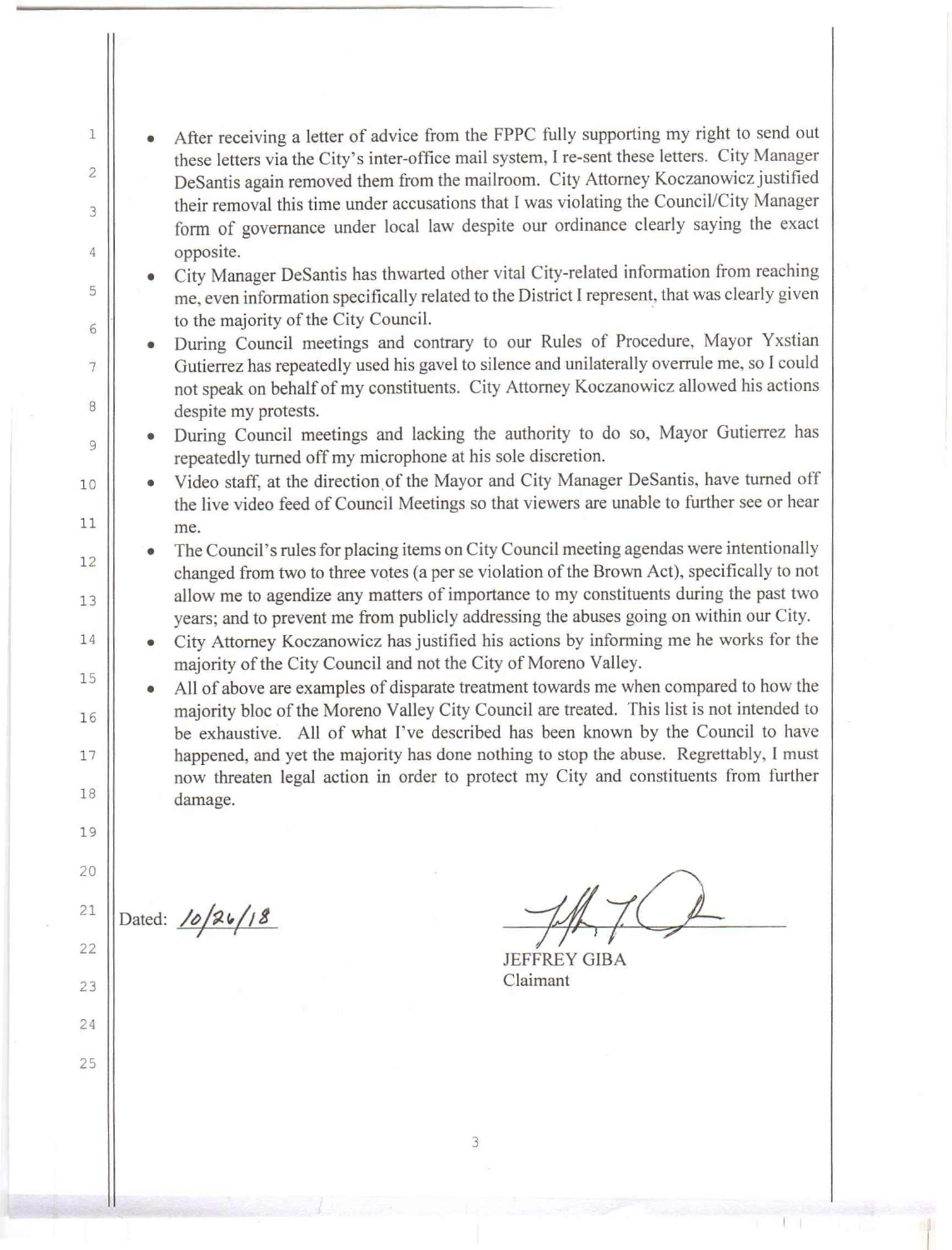- After receiving a letter of advice from the FPPC fully supporting my right to send out these letters via the City's inter-office mail system, I re-sent these letters. City Manager DeSantis again removed them from the mailroom. City Attorney Koczanowicz justified their removal this time under accusations that I was violating the Council/City Manager form of governance under local law despite our ordinance clearly saying the exact opposite.
- City Manager DeSantis has thwarted other vital City-related information from reaching me, even information specifically related to the District I represent, that was clearly given to the majority of the City Council.
- During Council meetings and contrary to our Rules of Procedure, Mayor Yxstian Gutierrez has repeatedly used his gavel to silence and unilaterally overrule me, so I could not speak on behalf of my constituents. City Attorney Koczanowicz allowed his actions despite my protests.
- During Council meetings and lacking the authority to do so, Mayor Gutierrez has repeatedly turned off my microphone at his sole discretion.
- Video staff, at the direction of the Mayor and City Manager DeSantis, have turned off the live video feed of Council Meetings so that viewers are unable to further see or hear me.
- The Council's rules for placing items on City Council meeting agendas were intentionally changed from two to three votes (a per se violation of the Brown Act), specifically to not allow me to agendize any matters of importance to my constituents during the past two years; and to prevent me from publicly addressing the abuses going on within our City.
- City Attorney Koczanowicz has justified his actions by informing me he works for the majority of the City Council and not the City of Moreno Valley.
- All of above are examples of disparate treatment towards me when compared to how the majority bloc of the Moreno Valley City Council are treated. This list is not intended to be exhaustive. All of what I've described has been known by the Council to have happened, and yet the majority has done nothing to stop the abuse. Regrettably, I must now threaten legal action in order to protect my City and constituents from further damage.

Dated: 10/26/18

JEFFREY GIBA
Claimant